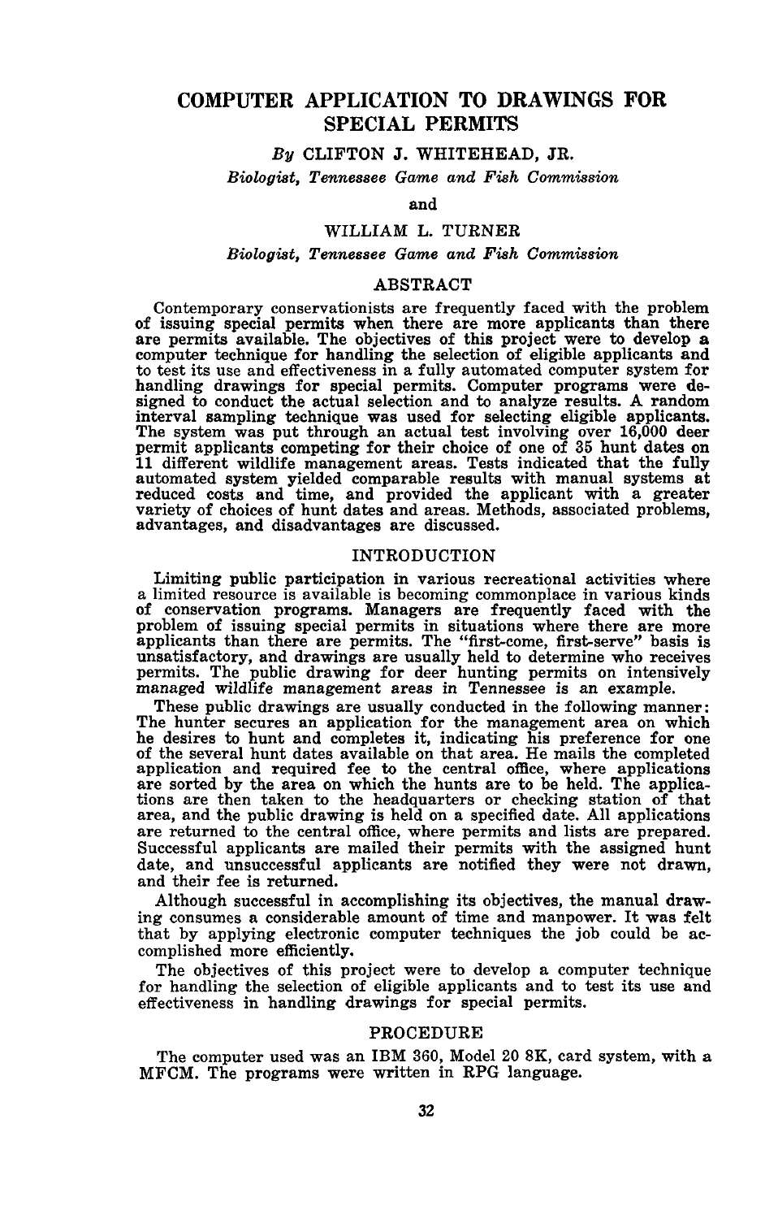# COMPUTER APPLICATION TO DRAWINGS FOR SPECIAL PERMITS

*By* CLIFTON J. WHITEHEAD, JR.

*Biologist, Tennessee Game and Fish Commission*

and

WILLIAM L. TURNER

*Biologist, Tennessee Game and Fish Commission*

## ABSTRACT

Contemporary conservationists are frequently faced with the problem of issuing special permits when there are more applicants than there are permits available. The objectives of this project were to develop a computer technique for handling the selection of eligible applicants and to test its use and effectiveness in a fully automated computer system for handling drawings for special permits. Computer programs were designed to conduct the actual selection and to analyze results. A random interval sampling technique was used for selecting eligible applicants. The system was put through an actual test involving over 16,000 deer permit applicants competing for their choice of one of 35 hunt dates on 11 different wildlife management areas. Tests indicated that the fully automated system yielded comparable results with manual systems at reduced costs and time, and provided the applicant with a greater variety of choices of hunt dates and areas. Methods, associated problems, advantages, and disadvantages are discussed.

## INTRODUCTION

Limiting public participation in various recreational activities where a limited resource is available is becoming commonplace in various kinds of conservation programs. Managers are frequently faced with the problem of issuing special permits in situations where there are more applicants than there are permits. The "first-come, first-serve" basis is unsatisfactory, and drawings are usually held to determine who receives permits. The public drawing for deer hunting permits on intensively managed wildlife management areas in Tennessee is an example.

These public drawings are usually conducted in the following manner: The hunter secures an application for the management area on which he desires to hunt and completes it, indicating his preference for one of the several hunt dates available on that area. He mails the completed application and required fee to the central office, where applications are sorted by the area on which the hunts are to be held. The applications are then taken to the headquarters or checking station of that area, and the public drawing is held on a specified date. All applications are returned to the central office, where permits and lists are prepared. Successful applicants are mailed their permits with the assigned hunt date, and unsuccessful applicants are notified they were not drawn, and their fee is returned.

Although successful in accomplishing its objectives, the manual drawing consumes a considerable amount of time and manpower. It was felt that by applying electronic computer techniques the job could be accomplished more efficiently.

The objectives of this project were to develop a computer technique for handling the selection of eligible applicants and to test its use and effectiveness in handling drawings for special permits.

## PROCEDURE

The computer used was an IBM 360, Model 20 8K, card system, with a MFCM. The programs were written in RPG language.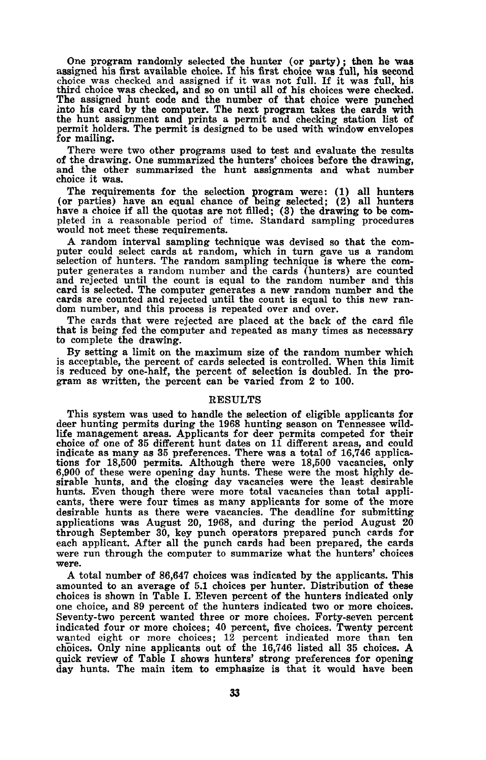One program randomly selected the hunter (or party); then he was assigned his first available choice. If his first choice was full, his second choice was checked and assigned if it was not full. If it was full, his third choice was checked, and so on until all of his choices were checked. The assigned hunt code and the number of that choice were punched into his card by the computer. The next program takes the cards with the hunt assignment and prints a permit and checking station list of permit holders. The permit is designed to be used with window envelopes for mailing.

There were two other programs used to test and evaluate the results of the drawing. One summarized the hunters' choices before the drawing, and the other summarized the hunt assignments and what number choice it was.

The requirements for the selection program were: (1) all hunters (or parties) have an equal chance of being selected; (2) all hunters have a choice if all the quotas are not filled; (3) the drawing to be completed in a reasonable period of time. Standard sampling procedures would not meet these requirements.

A random interval sampling technique was devised so that the computer could select cards at random, which in turn gave us a random selection of hunters. The random sampling technique is where the computer generates a random number and the cards (hunters) are counted and rejected until the count is equal to the random number and this card is selected. The computer generates a new random number and the cards are counted and rejected until the count is equal to this new random number, and this process is repeated over and over.

The cards that were rejected are placed at the back of the card file that is being fed the computer and repeated as many times as necessary to complete the drawing.

By setting a limit on the maximum size of the random number which is acceptable, the percent of cards selected is controlled. When this limit is reduced by one-half, the percent of selection is doubled. In the program as written, the percent can be varied from 2 to 100.

## RESULTS

This system was used to handle the selection of eligible applicants for deer hunting permits during the 1968 hunting season on Tennessee wildlife management areas. Applicants for deer permits competed for their choice of one of 35 different hunt dates on 11 different areas, and could indicate as many as 35 preferences. There was a total of 16,746 applications for 18,500 permits. Although there were 18,500 vacancies, only 6,900 of these were opening day hunts. These were the most highly desirable hunts, and the closing day vacancies were the least desirable hunts. Even though there were more total vacancies than total applicants, there were four times as many applicants for some of the more desirable hunts as there were vacancies. The deadline for submitting applications was August 20, 1968, and during the period August 20 through September 30, key punch operators prepared punch cards for each applicant. After all the punch cards had been prepared, the cards were run through the computer to summarize what the hunters' choices were.

A total number of 86,647 choices was indicated by the applicants. This amounted to an average of 5.1 choices per hunter. Distribution of these choices is shown in Table I. Eleven percent of the hunters indicated only one choice, and 89 percent of the hunters indicated two or more choices. Seventy-two percent wanted three or more choices. Forty-seven percent indicated four or more choices; 40 percent, five choices. Twenty percent wanted eight or more choices; 12 percent indicated more than ten choices. Only nine applicants out of the 16,746 listed all 35 choices. A quick review of Table I shows hunters' strong preferences for opening day hunts. The main item to emphasize is that it would have been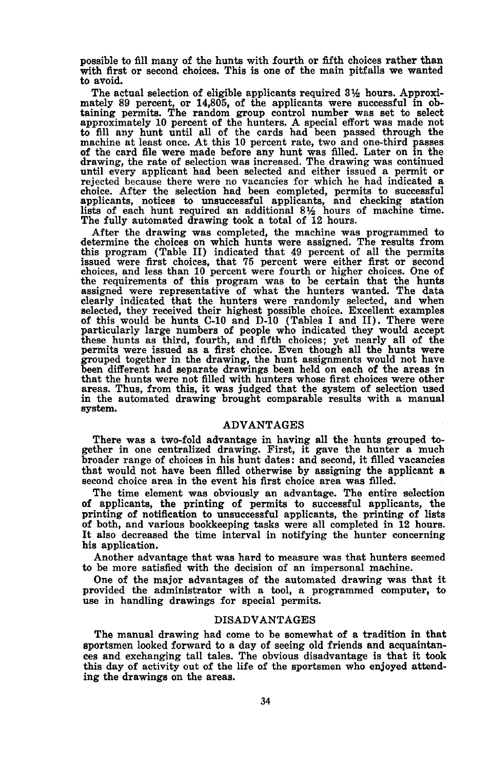possible to fill many of the hunts with fourth or fifth choices rather than with first or second choices. This is one of the main pitfalls we wanted to avoid.

The actual selection of eligible applicants required 3½ hours. Approximately 89 percent, or 14,805, of the applicants were successful in obtaining permits. The random group control number was set to select approximately 10 percent of the hunters. A special effort was made not to fill any hunt until all of the cards had been passed through the machine at least once. At this 10 percent rate, two and one-third passes of the card file were made before any hunt was filled. Later on in the drawing, the rate of selection was increased. The drawing was continued until every applicant had been selected and either issued a permit or rejected because there were no vacancies for which he had indicated a choice. After the selection had been completed, permits to successful applicants, notices to unsuccessful applicants, and checking station lists of each hunt required an additional 8½ hours of machine time. The fully automated drawing took a total of 12 hours.

After the drawing was completed, the machine was programmed to determine the choices on which hunts were assigned. The results from this program (Table II) indicated that 49 percent of all the permits issued were first choices, that 75 percent were either first or second choices, and less than 10 percent were fourth or higher choices. One of the requirements of this program was to be certain that the hunts assigned were representative of what the hunters wanted. The data clearly indicated that the hunters were randomly selected, and when selected, they received their highest possible choice. Excellent examples of this would be hunts C-10 and D-10 (Tables I and II). There were particularly large numbers of people who indicated they would accept these hunts as third, fourth, and fifth choices; yet nearly all of the permits were issued as a first choice. Even though all the hunts were grouped together in the drawing, the hunt assignments would not have been different had separate drawings been held on each of the areas in that the hunts were not filled with hunters whose first choices were other areas. Thus, from this, it was judged that the system of selection used in the automated drawing brought comparable results with a manual system.

## ADVANTAGES

There was a two-fold advantage in having all the hunts grouped together in one centralized drawing. First, it gave the hunter a much broader range of choices in his hunt dates: and second, it filled vacancies that would not have been filled otherwise by assigning the applicant a second choice area in the event his first choice area was filled.

The time element was obviously an advantage. The entire selection of applicants, the printing of permits to successful applicants, the printing of notification to unsuccessful applicants, the printing of lists of both, and various bookkeeping tasks were all completed in 12 hours. It also decreased the time interval in notifying the hunter concerning his application.

Another advantage that was hard to measure was that hunters seemed to be more satisfied with the decision of an impersonal machine.

One of the major advantages of the automated drawing was that it provided the administrator with a tool, a programmed computer, to use in handling drawings for special permits.

## DISADVANTAGES

The manual drawing had come to be somewhat of a tradition in that sportsmen looked forward to a day of seeing old friends and acquaintances and exchanging tall tales. The obvious disadvantage is that it took this day of activity out of the life of the sportsmen who enjoyed attending the drawings on the areas.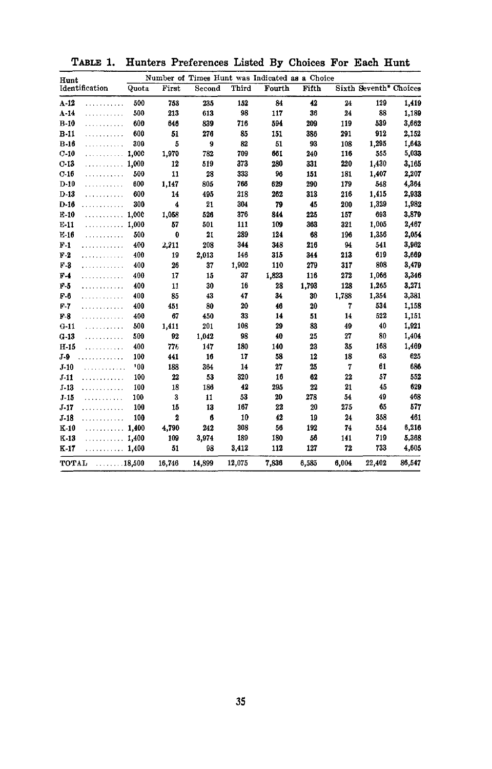**Table 1. Hunters Preferences Listed By Choices For Each Hunt**

| Hunt Identification | Quota | Number of Times Hunt was Indicated as a Choice | | | | | | | |
|---|---|---|---|---|---|---|---|---|---|
| | | First | Second | Third | Fourth | Fifth | Sixth | Seventh* | Choices |
| A-12 | 500 | 753 | 235 | 152 | 84 | 42 | 24 | 129 | 1,419 |
| A-14 | 500 | 213 | 613 | 98 | 117 | 36 | 24 | 88 | 1,189 |
| B-10 | 600 | 646 | 839 | 716 | 594 | 209 | 119 | 539 | 3,662 |
| B-11 | 600 | 51 | 276 | 85 | 151 | 386 | 291 | 912 | 2,152 |
| B-16 | 300 | 5 | 9 | 82 | 51 | 93 | 108 | 1,295 | 1,643 |
| C-10 | 1,000 | 1,970 | 782 | 709 | 661 | 240 | 116 | 555 | 5,033 |
| C-13 | 1,000 | 12 | 519 | 373 | 280 | 331 | 220 | 1,430 | 3,165 |
| C-16 | 500 | 11 | 28 | 333 | 96 | 151 | 181 | 1,407 | 2,207 |
| D-10 | 600 | 1,147 | 805 | 766 | 629 | 290 | 179 | 548 | 4,364 |
| D-13 | 600 | 14 | 495 | 218 | 262 | 313 | 216 | 1,415 | 2,933 |
| D-16 | 300 | 4 | 21 | 304 | 79 | 45 | 200 | 1,329 | 1,982 |
| E-10 | 1,000 | 1,058 | 526 | 376 | 844 | 225 | 157 | 693 | 3,879 |
| E-11 | 1,000 | 57 | 501 | 111 | 109 | 363 | 321 | 1,005 | 2,467 |
| E-16 | 500 | 0 | 21 | 289 | 124 | 68 | 196 | 1,356 | 2,054 |
| F-1 | 400 | 2,211 | 208 | 344 | 348 | 216 | 94 | 541 | 3,962 |
| F-2 | 400 | 19 | 2,013 | 146 | 315 | 344 | 213 | 619 | 3,669 |
| F-3 | 400 | 26 | 37 | 1,902 | 110 | 279 | 317 | 808 | 3,479 |
| F-4 | 400 | 17 | 15 | 37 | 1,823 | 116 | 272 | 1,066 | 3,346 |
| F-5 | 400 | 11 | 30 | 16 | 28 | 1,793 | 128 | 1,265 | 3,271 |
| F-6 | 400 | 85 | 43 | 47 | 34 | 30 | 1,788 | 1,354 | 3,381 |
| F-7 | 400 | 451 | 80 | 20 | 46 | 20 | 7 | 534 | 1,158 |
| F-8 | 400 | 67 | 450 | 33 | 14 | 51 | 14 | 522 | 1,151 |
| G-11 | 500 | 1,411 | 201 | 108 | 29 | 83 | 49 | 40 | 1,921 |
| G-13 | 500 | 92 | 1,042 | 98 | 40 | 25 | 27 | 80 | 1,404 |
| H-15 | 400 | 776 | 147 | 180 | 140 | 23 | 35 | 168 | 1,469 |
| J-9 | 100 | 441 | 16 | 17 | 58 | 12 | 18 | 63 | 625 |
| J-10 | '00 | 188 | 364 | 14 | 27 | 25 | 7 | 61 | 686 |
| J-11 | 100 | 22 | 53 | 320 | 16 | 62 | 22 | 57 | 552 |
| J-13 | 100 | 18 | 186 | 42 | 295 | 22 | 21 | 45 | 629 |
| J-15 | 100 | 3 | 11 | 53 | 20 | 278 | 54 | 49 | 468 |
| J-17 | 100 | 15 | 13 | 167 | 22 | 20 | 275 | 65 | 577 |
| J-18 | 100 | 2 | 6 | 10 | 42 | 19 | 24 | 358 | 461 |
| K-10 | 1,400 | 4,790 | 242 | 308 | 56 | 192 | 74 | 554 | 6,216 |
| K-13 | 1,400 | 109 | 3,974 | 189 | 180 | 56 | 141 | 719 | 5,368 |
| K-17 | 1,400 | 51 | 98 | 3,412 | 112 | 127 | 72 | 733 | 4,605 |
| TOTAL | 18,500 | 16,746 | 14,899 | 12,075 | 7,836 | 6,585 | 6,004 | 22,402 | 86,547 |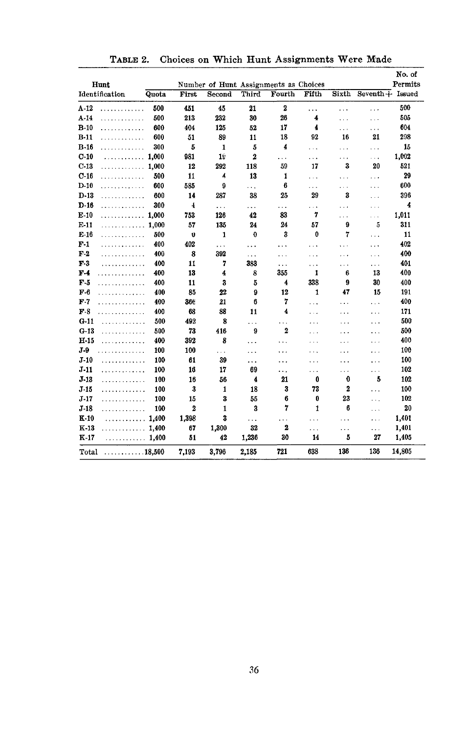**TABLE 2. Choices on Which Hunt Assignments Were Made**

| Hunt Identification | Quota | Number of Hunt Assignments as Choices First | Second | Third | Fourth | Fifth | Sixth | Seventh+ | No. of Permits Issued |
|---|---|---|---|---|---|---|---|---|---|
| A-12 ............ | 500 | 451 | 45 | 21 | 2 | ... | ... | ... | 500 |
| A-14 ............ | 500 | 213 | 232 | 30 | 26 | 4 | ... | ... | 505 |
| B-10 ............ | 600 | 404 | 125 | 52 | 17 | 4 | ... | ... | 604 |
| B-11 ............ | 600 | 51 | 89 | 11 | 18 | 92 | 16 | 21 | 298 |
| B-16 ............ | 300 | 5 | 1 | 5 | 4 | ... | ... | ... | 15 |
| C-10 ............ | 1,000 | 981 | 19 | 2 | ... | ... | ... | ... | 1,002 |
| C-13 ............ | 1,000 | 12 | 292 | 118 | 59 | 17 | 3 | 20 | 521 |
| C-16 ............ | 500 | 11 | 4 | 13 | 1 | ... | ... | ... | 29 |
| D-10 ............ | 600 | 585 | 9 | ... | 6 | ... | ... | ... | 600 |
| D-13 ............ | 600 | 14 | 287 | 38 | 25 | 29 | 3 | ... | 396 |
| D-16 ............ | 300 | 4 | ... | ... | ... | ... | ... | ... | 4 |
| E-10 ............ | 1,000 | 753 | 126 | 42 | 83 | 7 | ... | ... | 1,011 |
| E-11 ............ | 1,000 | 57 | 135 | 24 | 24 | 57 | 9 | 5 | 311 |
| E-16 ............ | 500 | 0 | 1 | 0 | 3 | 0 | 7 | ... | 11 |
| F-1 ............ | 400 | 402 | ... | ... | ... | ... | ... | ... | 402 |
| F-2 ............ | 400 | 8 | 392 | ... | ... | ... | ... | ... | 400 |
| F-3 ............ | 400 | 11 | 7 | 383 | ... | ... | ... | ... | 401 |
| F-4 ............ | 400 | 13 | 4 | 8 | 355 | 1 | 6 | 13 | 400 |
| F-5 ............ | 400 | 11 | 3 | 5 | 4 | 338 | 9 | 30 | 400 |
| F-6 ............ | 400 | 85 | 22 | 9 | 12 | 1 | 47 | 15 | 191 |
| F-7 ............ | 400 | 366 | 21 | 6 | 7 | ... | ... | ... | 400 |
| F-8 ............ | 400 | 68 | 88 | 11 | 4 | ... | ... | ... | 171 |
| G-11 ............ | 500 | 492 | 8 | ... | ... | ... | ... | ... | 500 |
| G-13 ............ | 500 | 73 | 416 | 9 | 2 | ... | ... | ... | 500 |
| H-15 ............ | 400 | 392 | 8 | ... | ... | ... | ... | ... | 400 |
| J-9 ............ | 100 | 100 | ... | ... | ... | ... | ... | ... | 100 |
| J-10 ............ | 100 | 61 | 39 | ... | ... | ... | ... | ... | 100 |
| J-11 ............ | 100 | 16 | 17 | 69 | ... | ... | ... | ... | 102 |
| J-13 ............ | 100 | 16 | 56 | 4 | 21 | 0 | 0 | 5 | 102 |
| J-15 ............ | 100 | 3 | 1 | 18 | 3 | 73 | 2 | ... | 100 |
| J-17 ............ | 100 | 15 | 3 | 55 | 6 | 0 | 23 | ... | 102 |
| J-18 ............ | 100 | 2 | 1 | 3 | 7 | 1 | 6 | ... | 20 |
| K-10 ............ | 1,400 | 1,398 | 3 | ... | ... | ... | ... | ... | 1,401 |
| K-13 ............ | 1,400 | 67 | 1,300 | 32 | 2 | ... | ... | ... | 1,401 |
| K-17 ............ | 1,400 | 51 | 42 | 1,236 | 30 | 14 | 5 | 27 | 1,405 |
| Total ............ | 18,500 | 7,193 | 3,796 | 2,185 | 721 | 638 | 136 | 136 | 14,805 |